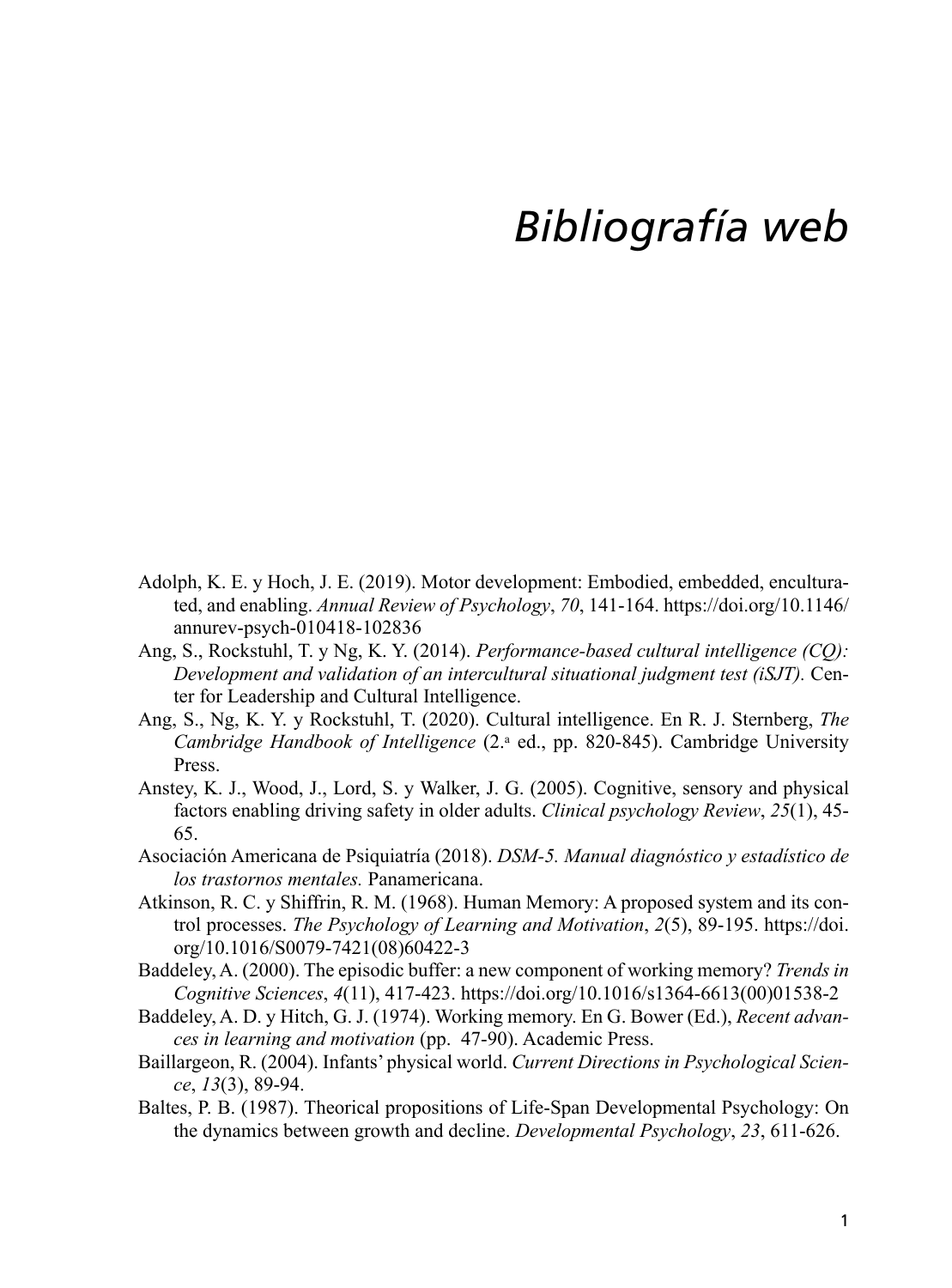# *Bibliografía web*

Adolph, K. E. y Hoch, J. E. (2019). Motor development: Embodied, embedded, enculturated, and enabling. *Annual Review of Psychology*, *70*, 141-164. https://doi.org/10.1146/annurev-psych-010418-102836

Ang, S., Rockstuhl, T. y Ng, K. Y. (2014). *Performance-based cultural intelligence (CQ): Development and validation of an intercultural situational judgment test (iSJT).* Center for Leadership and Cultural Intelligence.

Ang, S., Ng, K. Y. y Rockstuhl, T. (2020). Cultural intelligence. En R. J. Sternberg, *The Cambridge Handbook of Intelligence* (2.ª ed., pp. 820-845). Cambridge University Press.

Anstey, K. J., Wood, J., Lord, S. y Walker, J. G. (2005). Cognitive, sensory and physical factors enabling driving safety in older adults. *Clinical psychology Review*, *25*(1), 45-65.

Asociación Americana de Psiquiatría (2018). *DSM-5. Manual diagnóstico y estadístico de los trastornos mentales.* Panamericana.

Atkinson, R. C. y Shiffrin, R. M. (1968). Human Memory: A proposed system and its control processes. *The Psychology of Learning and Motivation*, *2*(5), 89-195. https://doi.org/10.1016/S0079-7421(08)60422-3

Baddeley, A. (2000). The episodic buffer: a new component of working memory? *Trends in Cognitive Sciences*, *4*(11), 417-423. https://doi.org/10.1016/s1364-6613(00)01538-2

Baddeley, A. D. y Hitch, G. J. (1974). Working memory. En G. Bower (Ed.), *Recent advances in learning and motivation* (pp. 47-90). Academic Press.

Baillargeon, R. (2004). Infants' physical world. *Current Directions in Psychological Science*, *13*(3), 89-94.

Baltes, P. B. (1987). Theorical propositions of Life-Span Developmental Psychology: On the dynamics between growth and decline. *Developmental Psychology*, *23*, 611-626.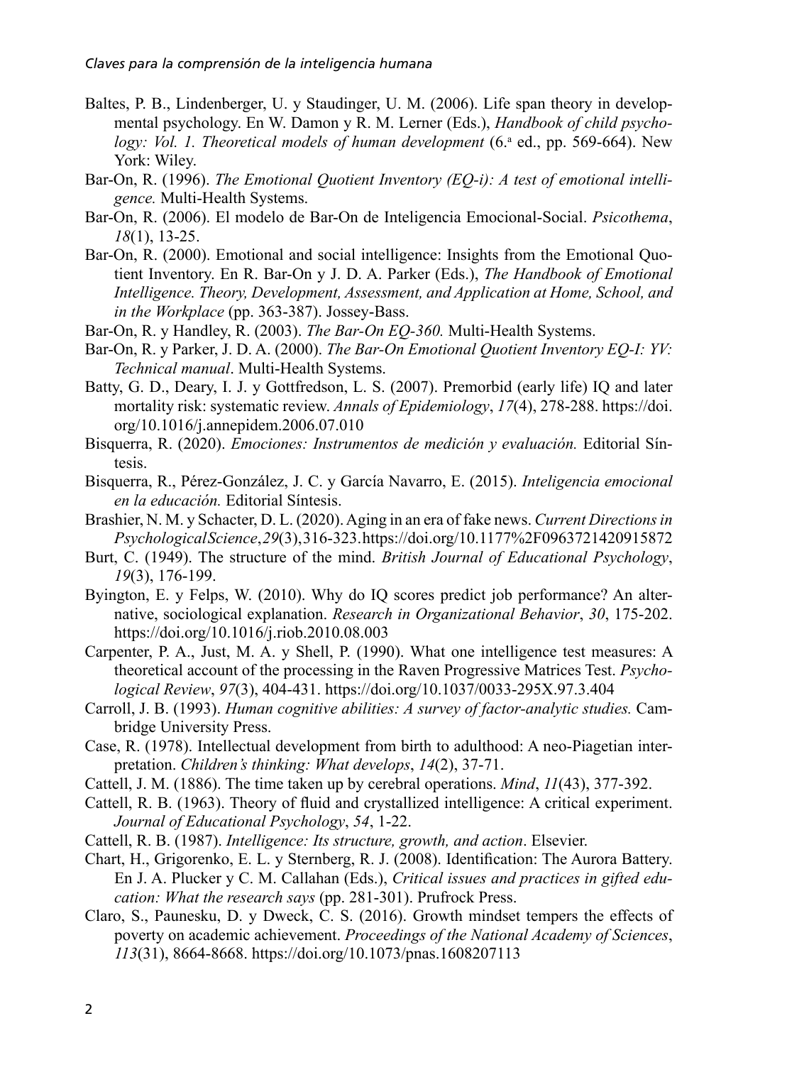Baltes, P. B., Lindenberger, U. y Staudinger, U. M. (2006). Life span theory in developmental psychology. En W. Damon y R. M. Lerner (Eds.), *Handbook of child psychology: Vol. 1. Theoretical models of human development* (6.ª ed., pp. 569-664). New York: Wiley.

Bar-On, R. (1996). *The Emotional Quotient Inventory (EQ-i): A test of emotional intelligence.* Multi-Health Systems.

Bar-On, R. (2006). El modelo de Bar-On de Inteligencia Emocional-Social. *Psicothema*, *18*(1), 13-25.

Bar-On, R. (2000). Emotional and social intelligence: Insights from the Emotional Quotient Inventory. En R. Bar-On y J. D. A. Parker (Eds.), *The Handbook of Emotional Intelligence. Theory, Development, Assessment, and Application at Home, School, and in the Workplace* (pp. 363-387). Jossey-Bass.

Bar-On, R. y Handley, R. (2003). *The Bar-On EQ-360.* Multi-Health Systems.

Bar-On, R. y Parker, J. D. A. (2000). *The Bar-On Emotional Quotient Inventory EQ-I: YV: Technical manual*. Multi-Health Systems.

Batty, G. D., Deary, I. J. y Gottfredson, L. S. (2007). Premorbid (early life) IQ and later mortality risk: systematic review. *Annals of Epidemiology*, *17*(4), 278-288. https://doi.org/10.1016/j.annepidem.2006.07.010

Bisquerra, R. (2020). *Emociones: Instrumentos de medición y evaluación.* Editorial Síntesis.

Bisquerra, R., Pérez-González, J. C. y García Navarro, E. (2015). *Inteligencia emocional en la educación.* Editorial Síntesis.

Brashier, N. M. y Schacter, D. L. (2020). Aging in an era of fake news. *Current Directions in Psychological Science*, *29*(3), 316-323. https://doi.org/10.1177%2F0963721420915872

Burt, C. (1949). The structure of the mind. *British Journal of Educational Psychology*, *19*(3), 176-199.

Byington, E. y Felps, W. (2010). Why do IQ scores predict job performance? An alternative, sociological explanation. *Research in Organizational Behavior*, *30*, 175-202. https://doi.org/10.1016/j.riob.2010.08.003

Carpenter, P. A., Just, M. A. y Shell, P. (1990). What one intelligence test measures: A theoretical account of the processing in the Raven Progressive Matrices Test. *Psychological Review*, *97*(3), 404-431. https://doi.org/10.1037/0033-295X.97.3.404

Carroll, J. B. (1993). *Human cognitive abilities: A survey of factor-analytic studies.* Cambridge University Press.

Case, R. (1978). Intellectual development from birth to adulthood: A neo-Piagetian interpretation. *Children's thinking: What develops*, *14*(2), 37-71.

Cattell, J. M. (1886). The time taken up by cerebral operations. *Mind*, *11*(43), 377-392.

Cattell, R. B. (1963). Theory of fluid and crystallized intelligence: A critical experiment. *Journal of Educational Psychology*, *54*, 1-22.

Cattell, R. B. (1987). *Intelligence: Its structure, growth, and action*. Elsevier.

Chart, H., Grigorenko, E. L. y Sternberg, R. J. (2008). Identification: The Aurora Battery. En J. A. Plucker y C. M. Callahan (Eds.), *Critical issues and practices in gifted education: What the research says* (pp. 281-301). Prufrock Press.

Claro, S., Paunesku, D. y Dweck, C. S. (2016). Growth mindset tempers the effects of poverty on academic achievement. *Proceedings of the National Academy of Sciences*, *113*(31), 8664-8668. https://doi.org/10.1073/pnas.1608207113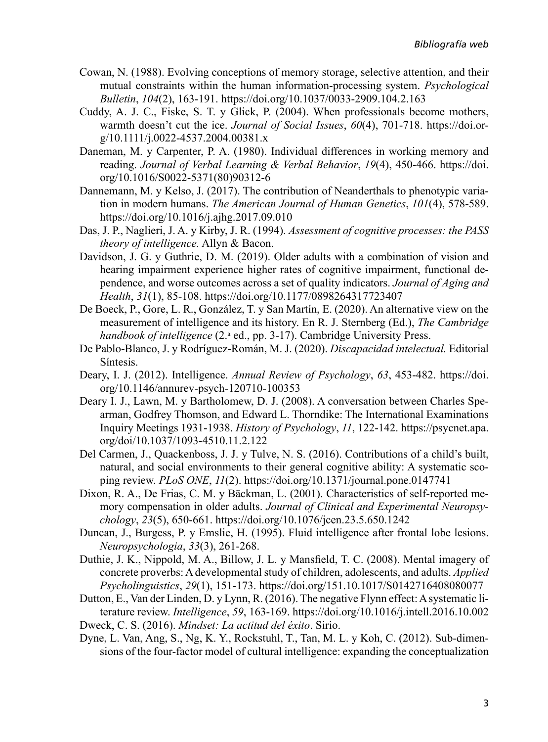Cowan, N. (1988). Evolving conceptions of memory storage, selective attention, and their mutual constraints within the human information-processing system. *Psychological Bulletin*, *104*(2), 163-191. https://doi.org/10.1037/0033-2909.104.2.163

Cuddy, A. J. C., Fiske, S. T. y Glick, P. (2004). When professionals become mothers, warmth doesn't cut the ice. *Journal of Social Issues*, *60*(4), 701-718. https://doi.org/10.1111/j.0022-4537.2004.00381.x

Daneman, M. y Carpenter, P. A. (1980). Individual differences in working memory and reading. *Journal of Verbal Learning & Verbal Behavior*, *19*(4), 450-466. https://doi.org/10.1016/S0022-5371(80)90312-6

Dannemann, M. y Kelso, J. (2017). The contribution of Neanderthals to phenotypic variation in modern humans. *The American Journal of Human Genetics*, *101*(4), 578-589. https://doi.org/10.1016/j.ajhg.2017.09.010

Das, J. P., Naglieri, J. A. y Kirby, J. R. (1994). *Assessment of cognitive processes: the PASS theory of intelligence.* Allyn & Bacon.

Davidson, J. G. y Guthrie, D. M. (2019). Older adults with a combination of vision and hearing impairment experience higher rates of cognitive impairment, functional dependence, and worse outcomes across a set of quality indicators. *Journal of Aging and Health*, *31*(1), 85-108. https://doi.org/10.1177/0898264317723407

De Boeck, P., Gore, L. R., González, T. y San Martín, E. (2020). An alternative view on the measurement of intelligence and its history. En R. J. Sternberg (Ed.), *The Cambridge handbook of intelligence* (2.ª ed., pp. 3-17). Cambridge University Press.

De Pablo-Blanco, J. y Rodríguez-Román, M. J. (2020). *Discapacidad intelectual.* Editorial Síntesis.

Deary, I. J. (2012). Intelligence. *Annual Review of Psychology*, *63*, 453-482. https://doi.org/10.1146/annurev-psych-120710-100353

Deary I. J., Lawn, M. y Bartholomew, D. J. (2008). A conversation between Charles Spearman, Godfrey Thomson, and Edward L. Thorndike: The International Examinations Inquiry Meetings 1931-1938. *History of Psychology*, *11*, 122-142. https://psycnet.apa.org/doi/10.1037/1093-4510.11.2.122

Del Carmen, J., Quackenboss, J. J. y Tulve, N. S. (2016). Contributions of a child's built, natural, and social environments to their general cognitive ability: A systematic scoping review. *PLoS ONE*, *11*(2). https://doi.org/10.1371/journal.pone.0147741

Dixon, R. A., De Frias, C. M. y Bäckman, L. (2001). Characteristics of self-reported memory compensation in older adults. *Journal of Clinical and Experimental Neuropsychology*, *23*(5), 650-661. https://doi.org/10.1076/jcen.23.5.650.1242

Duncan, J., Burgess, P. y Emslie, H. (1995). Fluid intelligence after frontal lobe lesions. *Neuropsychologia*, *33*(3), 261-268.

Duthie, J. K., Nippold, M. A., Billow, J. L. y Mansfield, T. C. (2008). Mental imagery of concrete proverbs: A developmental study of children, adolescents, and adults. *Applied Psycholinguistics*, *29*(1), 151-173. https://doi.org/151.10.1017/S0142716408080077

Dutton, E., Van der Linden, D. y Lynn, R. (2016). The negative Flynn effect: A systematic literature review. *Intelligence*, *59*, 163-169. https://doi.org/10.1016/j.intell.2016.10.002

Dweck, C. S. (2016). *Mindset: La actitud del éxito*. Sirio.

Dyne, L. Van, Ang, S., Ng, K. Y., Rockstuhl, T., Tan, M. L. y Koh, C. (2012). Sub-dimensions of the four-factor model of cultural intelligence: expanding the conceptualization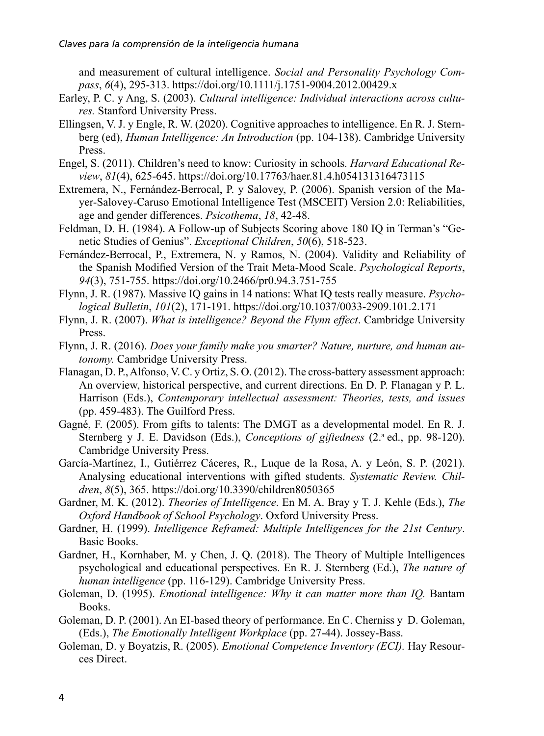and measurement of cultural intelligence. *Social and Personality Psychology Compass*, *6*(4), 295-313. https://doi.org/10.1111/j.1751-9004.2012.00429.x

Earley, P. C. y Ang, S. (2003). *Cultural intelligence: Individual interactions across cultures.* Stanford University Press.

Ellingsen, V. J. y Engle, R. W. (2020). Cognitive approaches to intelligence. En R. J. Sternberg (ed), *Human Intelligence: An Introduction* (pp. 104-138). Cambridge University Press.

Engel, S. (2011). Children's need to know: Curiosity in schools. *Harvard Educational Review*, *81*(4), 625-645. https://doi.org/10.17763/haer.81.4.h054131316473115

Extremera, N., Fernández-Berrocal, P. y Salovey, P. (2006). Spanish version of the Mayer-Salovey-Caruso Emotional Intelligence Test (MSCEIT) Version 2.0: Reliabilities, age and gender differences. *Psicothema*, *18*, 42-48.

Feldman, D. H. (1984). A Follow-up of Subjects Scoring above 180 IQ in Terman's "Genetic Studies of Genius". *Exceptional Children*, *50*(6), 518-523.

Fernández-Berrocal, P., Extremera, N. y Ramos, N. (2004). Validity and Reliability of the Spanish Modified Version of the Trait Meta-Mood Scale. *Psychological Reports*, *94*(3), 751-755. https://doi.org/10.2466/pr0.94.3.751-755

Flynn, J. R. (1987). Massive IQ gains in 14 nations: What IQ tests really measure. *Psychological Bulletin*, *101*(2), 171-191. https://doi.org/10.1037/0033-2909.101.2.171

Flynn, J. R. (2007). *What is intelligence? Beyond the Flynn effect*. Cambridge University Press.

Flynn, J. R. (2016). *Does your family make you smarter? Nature, nurture, and human autonomy.* Cambridge University Press.

Flanagan, D. P., Alfonso, V. C. y Ortiz, S. O. (2012). The cross-battery assessment approach: An overview, historical perspective, and current directions. En D. P. Flanagan y P. L. Harrison (Eds.), *Contemporary intellectual assessment: Theories, tests, and issues* (pp. 459-483). The Guilford Press.

Gagné, F. (2005). From gifts to talents: The DMGT as a developmental model. En R. J. Sternberg y J. E. Davidson (Eds.), *Conceptions of giftedness* (2.ª ed., pp. 98-120). Cambridge University Press.

García-Martínez, I., Gutiérrez Cáceres, R., Luque de la Rosa, A. y León, S. P. (2021). Analysing educational interventions with gifted students. *Systematic Review. Children*, *8*(5), 365. https://doi.org/10.3390/children8050365

Gardner, M. K. (2012). *Theories of Intelligence*. En M. A. Bray y T. J. Kehle (Eds.), *The Oxford Handbook of School Psychology*. Oxford University Press.

Gardner, H. (1999). *Intelligence Reframed: Multiple Intelligences for the 21st Century*. Basic Books.

Gardner, H., Kornhaber, M. y Chen, J. Q. (2018). The Theory of Multiple Intelligences psychological and educational perspectives. En R. J. Sternberg (Ed.), *The nature of human intelligence* (pp. 116-129). Cambridge University Press.

Goleman, D. (1995). *Emotional intelligence: Why it can matter more than IQ.* Bantam Books.

Goleman, D. P. (2001). An EI-based theory of performance. En C. Cherniss y D. Goleman, (Eds.), *The Emotionally Intelligent Workplace* (pp. 27-44). Jossey-Bass.

Goleman, D. y Boyatzis, R. (2005). *Emotional Competence Inventory (ECI).* Hay Resources Direct.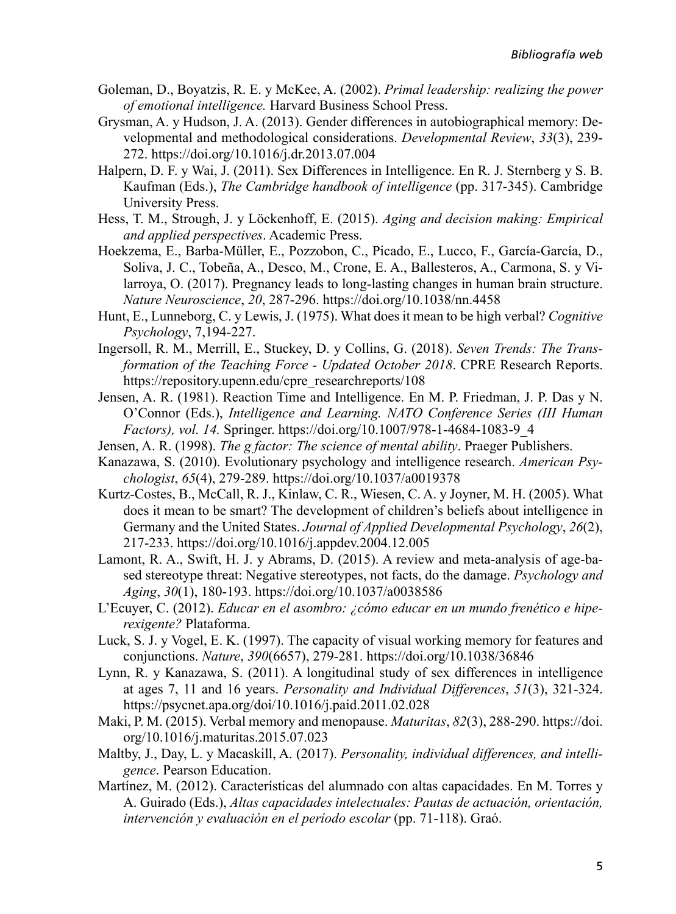Goleman, D., Boyatzis, R. E. y McKee, A. (2002). *Primal leadership: realizing the power of emotional intelligence.* Harvard Business School Press.

Grysman, A. y Hudson, J. A. (2013). Gender differences in autobiographical memory: Developmental and methodological considerations. *Developmental Review*, *33*(3), 239-272. https://doi.org/10.1016/j.dr.2013.07.004

Halpern, D. F. y Wai, J. (2011). Sex Differences in Intelligence. En R. J. Sternberg y S. B. Kaufman (Eds.), *The Cambridge handbook of intelligence* (pp. 317-345). Cambridge University Press.

Hess, T. M., Strough, J. y Löckenhoff, E. (2015). *Aging and decision making: Empirical and applied perspectives*. Academic Press.

Hoekzema, E., Barba-Müller, E., Pozzobon, C., Picado, E., Lucco, F., García-García, D., Soliva, J. C., Tobeña, A., Desco, M., Crone, E. A., Ballesteros, A., Carmona, S. y Vilarroya, O. (2017). Pregnancy leads to long-lasting changes in human brain structure. *Nature Neuroscience*, *20*, 287-296. https://doi.org/10.1038/nn.4458

Hunt, E., Lunneborg, C. y Lewis, J. (1975). What does it mean to be high verbal? *Cognitive Psychology*, 7,194-227.

Ingersoll, R. M., Merrill, E., Stuckey, D. y Collins, G. (2018). *Seven Trends: The Transformation of the Teaching Force - Updated October 2018*. CPRE Research Reports. https://repository.upenn.edu/cpre_researchreports/108

Jensen, A. R. (1981). Reaction Time and Intelligence. En M. P. Friedman, J. P. Das y N. O'Connor (Eds.), *Intelligence and Learning. NATO Conference Series (III Human Factors), vol. 14.* Springer. https://doi.org/10.1007/978-1-4684-1083-9_4

Jensen, A. R. (1998). *The g factor: The science of mental ability*. Praeger Publishers.

Kanazawa, S. (2010). Evolutionary psychology and intelligence research. *American Psychologist*, *65*(4), 279-289. https://doi.org/10.1037/a0019378

Kurtz-Costes, B., McCall, R. J., Kinlaw, C. R., Wiesen, C. A. y Joyner, M. H. (2005). What does it mean to be smart? The development of children's beliefs about intelligence in Germany and the United States. *Journal of Applied Developmental Psychology*, *26*(2), 217-233. https://doi.org/10.1016/j.appdev.2004.12.005

Lamont, R. A., Swift, H. J. y Abrams, D. (2015). A review and meta-analysis of age-based stereotype threat: Negative stereotypes, not facts, do the damage. *Psychology and Aging*, *30*(1), 180-193. https://doi.org/10.1037/a0038586

L'Ecuyer, C. (2012). *Educar en el asombro: ¿cómo educar en un mundo frenético e hiperexigente?* Plataforma.

Luck, S. J. y Vogel, E. K. (1997). The capacity of visual working memory for features and conjunctions. *Nature*, *390*(6657), 279-281. https://doi.org/10.1038/36846

Lynn, R. y Kanazawa, S. (2011). A longitudinal study of sex differences in intelligence at ages 7, 11 and 16 years. *Personality and Individual Differences*, *51*(3), 321-324. https://psycnet.apa.org/doi/10.1016/j.paid.2011.02.028

Maki, P. M. (2015). Verbal memory and menopause. *Maturitas*, *82*(3), 288-290. https://doi.org/10.1016/j.maturitas.2015.07.023

Maltby, J., Day, L. y Macaskill, A. (2017). *Personality, individual differences, and intelligence*. Pearson Education.

Martínez, M. (2012). Características del alumnado con altas capacidades. En M. Torres y A. Guirado (Eds.), *Altas capacidades intelectuales: Pautas de actuación, orientación, intervención y evaluación en el período escolar* (pp. 71-118). Graó.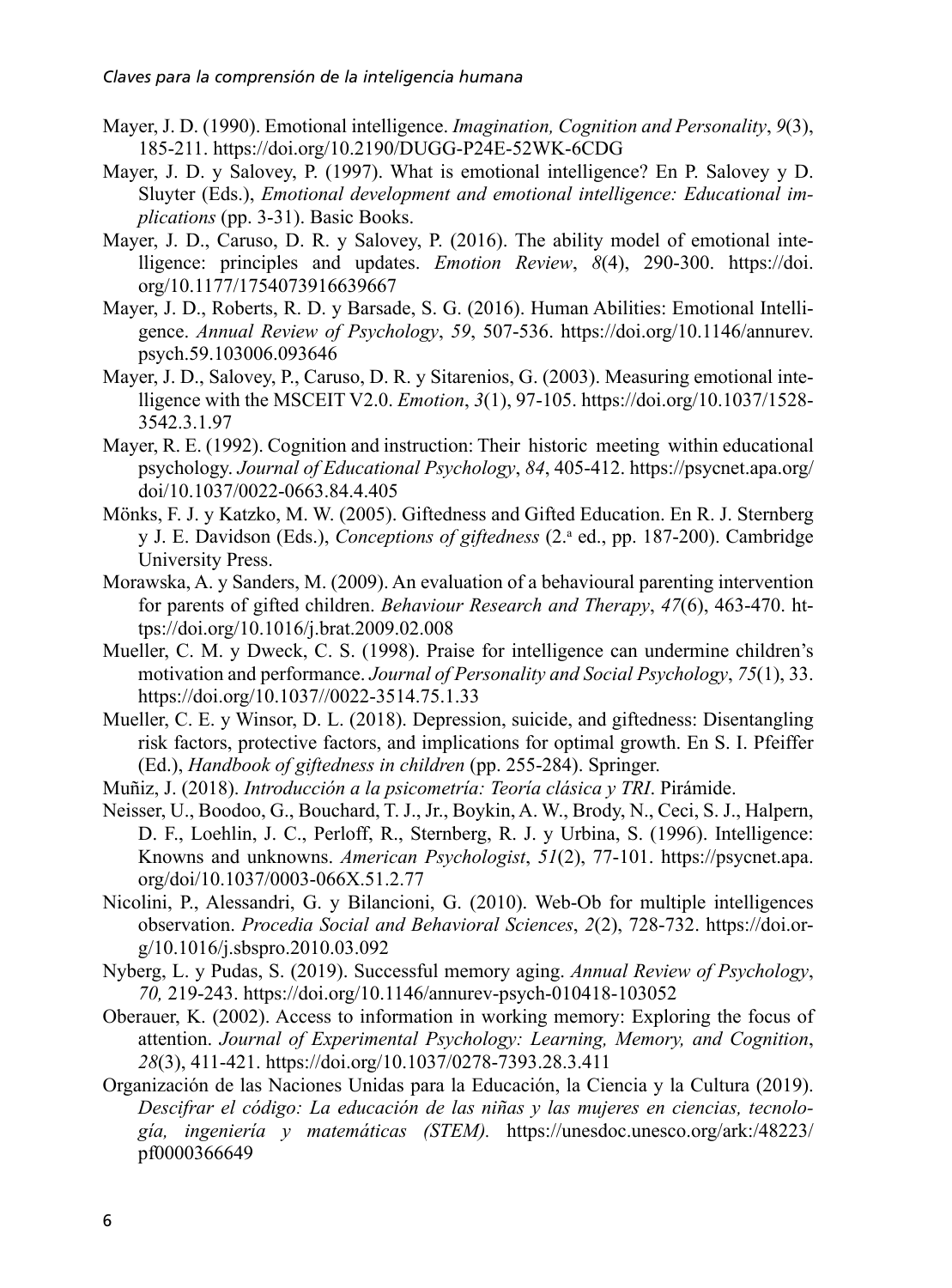Mayer, J. D. (1990). Emotional intelligence. *Imagination, Cognition and Personality*, *9*(3), 185-211. https://doi.org/10.2190/DUGG-P24E-52WK-6CDG

Mayer, J. D. y Salovey, P. (1997). What is emotional intelligence? En P. Salovey y D. Sluyter (Eds.), *Emotional development and emotional intelligence: Educational implications* (pp. 3-31). Basic Books.

Mayer, J. D., Caruso, D. R. y Salovey, P. (2016). The ability model of emotional intelligence: principles and updates. *Emotion Review*, *8*(4), 290-300. https://doi.org/10.1177/1754073916639667

Mayer, J. D., Roberts, R. D. y Barsade, S. G. (2016). Human Abilities: Emotional Intelligence. *Annual Review of Psychology*, *59*, 507-536. https://doi.org/10.1146/annurev.psych.59.103006.093646

Mayer, J. D., Salovey, P., Caruso, D. R. y Sitarenios, G. (2003). Measuring emotional intelligence with the MSCEIT V2.0. *Emotion*, *3*(1), 97-105. https://doi.org/10.1037/1528-3542.3.1.97

Mayer, R. E. (1992). Cognition and instruction: Their historic meeting within educational psychology. *Journal of Educational Psychology*, *84*, 405-412. https://psycnet.apa.org/doi/10.1037/0022-0663.84.4.405

Mönks, F. J. y Katzko, M. W. (2005). Giftedness and Gifted Education. En R. J. Sternberg y J. E. Davidson (Eds.), *Conceptions of giftedness* (2.ª ed., pp. 187-200). Cambridge University Press.

Morawska, A. y Sanders, M. (2009). An evaluation of a behavioural parenting intervention for parents of gifted children. *Behaviour Research and Therapy*, *47*(6), 463-470. https://doi.org/10.1016/j.brat.2009.02.008

Mueller, C. M. y Dweck, C. S. (1998). Praise for intelligence can undermine children's motivation and performance. *Journal of Personality and Social Psychology*, *75*(1), 33. https://doi.org/10.1037//0022-3514.75.1.33

Mueller, C. E. y Winsor, D. L. (2018). Depression, suicide, and giftedness: Disentangling risk factors, protective factors, and implications for optimal growth. En S. I. Pfeiffer (Ed.), *Handbook of giftedness in children* (pp. 255-284). Springer.

Muñiz, J. (2018). *Introducción a la psicometría: Teoría clásica y TRI*. Pirámide.

Neisser, U., Boodoo, G., Bouchard, T. J., Jr., Boykin, A. W., Brody, N., Ceci, S. J., Halpern, D. F., Loehlin, J. C., Perloff, R., Sternberg, R. J. y Urbina, S. (1996). Intelligence: Knowns and unknowns. *American Psychologist*, *51*(2), 77-101. https://psycnet.apa.org/doi/10.1037/0003-066X.51.2.77

Nicolini, P., Alessandri, G. y Bilancioni, G. (2010). Web-Ob for multiple intelligences observation. *Procedia Social and Behavioral Sciences*, *2*(2), 728-732. https://doi.org/10.1016/j.sbspro.2010.03.092

Nyberg, L. y Pudas, S. (2019). Successful memory aging. *Annual Review of Psychology*, *70,* 219-243. https://doi.org/10.1146/annurev-psych-010418-103052

Oberauer, K. (2002). Access to information in working memory: Exploring the focus of attention. *Journal of Experimental Psychology: Learning, Memory, and Cognition*, *28*(3), 411-421. https://doi.org/10.1037/0278-7393.28.3.411

Organización de las Naciones Unidas para la Educación, la Ciencia y la Cultura (2019). *Descifrar el código: La educación de las niñas y las mujeres en ciencias, tecnología, ingeniería y matemáticas (STEM).* https://unesdoc.unesco.org/ark:/48223/pf0000366649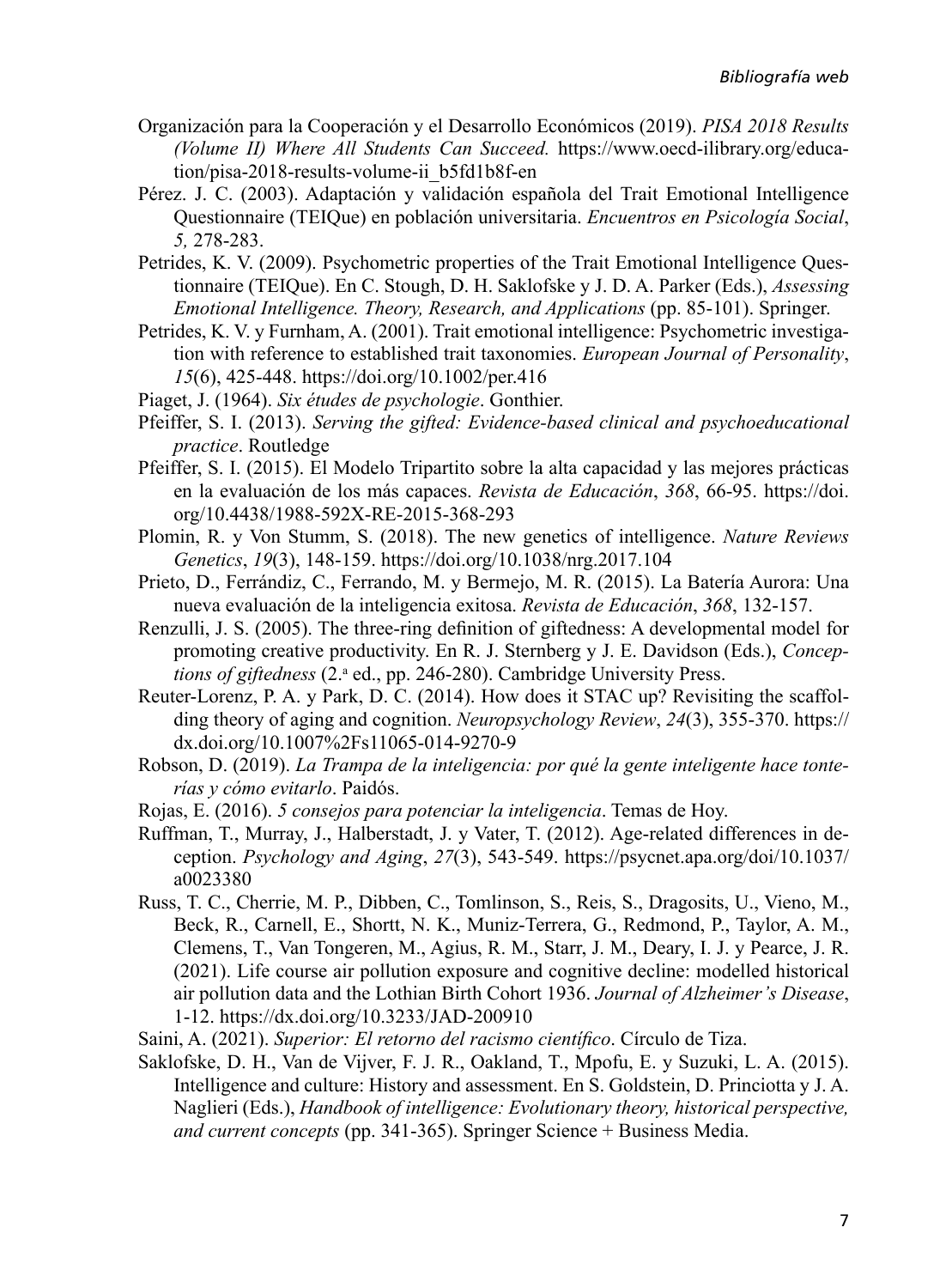Organización para la Cooperación y el Desarrollo Económicos (2019). *PISA 2018 Results (Volume II) Where All Students Can Succeed.* https://www.oecd-ilibrary.org/education/pisa-2018-results-volume-ii_b5fd1b8f-en

Pérez. J. C. (2003). Adaptación y validación española del Trait Emotional Intelligence Questionnaire (TEIQue) en población universitaria. *Encuentros en Psicología Social*, *5,* 278-283.

Petrides, K. V. (2009). Psychometric properties of the Trait Emotional Intelligence Questionnaire (TEIQue). En C. Stough, D. H. Saklofske y J. D. A. Parker (Eds.), *Assessing Emotional Intelligence. Theory, Research, and Applications* (pp. 85-101). Springer.

Petrides, K. V. y Furnham, A. (2001). Trait emotional intelligence: Psychometric investigation with reference to established trait taxonomies. *European Journal of Personality*, *15*(6), 425-448. https://doi.org/10.1002/per.416

Piaget, J. (1964). *Six études de psychologie*. Gonthier.

Pfeiffer, S. I. (2013). *Serving the gifted: Evidence-based clinical and psychoeducational practice*. Routledge

Pfeiffer, S. I. (2015). El Modelo Tripartito sobre la alta capacidad y las mejores prácticas en la evaluación de los más capaces. *Revista de Educación*, *368*, 66-95. https://doi.org/10.4438/1988-592X-RE-2015-368-293

Plomin, R. y Von Stumm, S. (2018). The new genetics of intelligence. *Nature Reviews Genetics*, *19*(3), 148-159. https://doi.org/10.1038/nrg.2017.104

Prieto, D., Ferrándiz, C., Ferrando, M. y Bermejo, M. R. (2015). La Batería Aurora: Una nueva evaluación de la inteligencia exitosa. *Revista de Educación*, *368*, 132-157.

Renzulli, J. S. (2005). The three-ring definition of giftedness: A developmental model for promoting creative productivity. En R. J. Sternberg y J. E. Davidson (Eds.), *Conceptions of giftedness* (2.ª ed., pp. 246-280). Cambridge University Press.

Reuter-Lorenz, P. A. y Park, D. C. (2014). How does it STAC up? Revisiting the scaffolding theory of aging and cognition. *Neuropsychology Review*, *24*(3), 355-370. https://dx.doi.org/10.1007%2Fs11065-014-9270-9

Robson, D. (2019). *La Trampa de la inteligencia: por qué la gente inteligente hace tonterías y cómo evitarlo*. Paidós.

Rojas, E. (2016). *5 consejos para potenciar la inteligencia*. Temas de Hoy.

Ruffman, T., Murray, J., Halberstadt, J. y Vater, T. (2012). Age-related differences in deception. *Psychology and Aging*, *27*(3), 543-549. https://psycnet.apa.org/doi/10.1037/a0023380

Russ, T. C., Cherrie, M. P., Dibben, C., Tomlinson, S., Reis, S., Dragosits, U., Vieno, M., Beck, R., Carnell, E., Shortt, N. K., Muniz-Terrera, G., Redmond, P., Taylor, A. M., Clemens, T., Van Tongeren, M., Agius, R. M., Starr, J. M., Deary, I. J. y Pearce, J. R. (2021). Life course air pollution exposure and cognitive decline: modelled historical air pollution data and the Lothian Birth Cohort 1936. *Journal of Alzheimer's Disease*, 1-12. https://dx.doi.org/10.3233/JAD-200910

Saini, A. (2021). *Superior: El retorno del racismo científico*. Círculo de Tiza.

Saklofske, D. H., Van de Vijver, F. J. R., Oakland, T., Mpofu, E. y Suzuki, L. A. (2015). Intelligence and culture: History and assessment. En S. Goldstein, D. Princiotta y J. A. Naglieri (Eds.), *Handbook of intelligence: Evolutionary theory, historical perspective, and current concepts* (pp. 341-365). Springer Science + Business Media.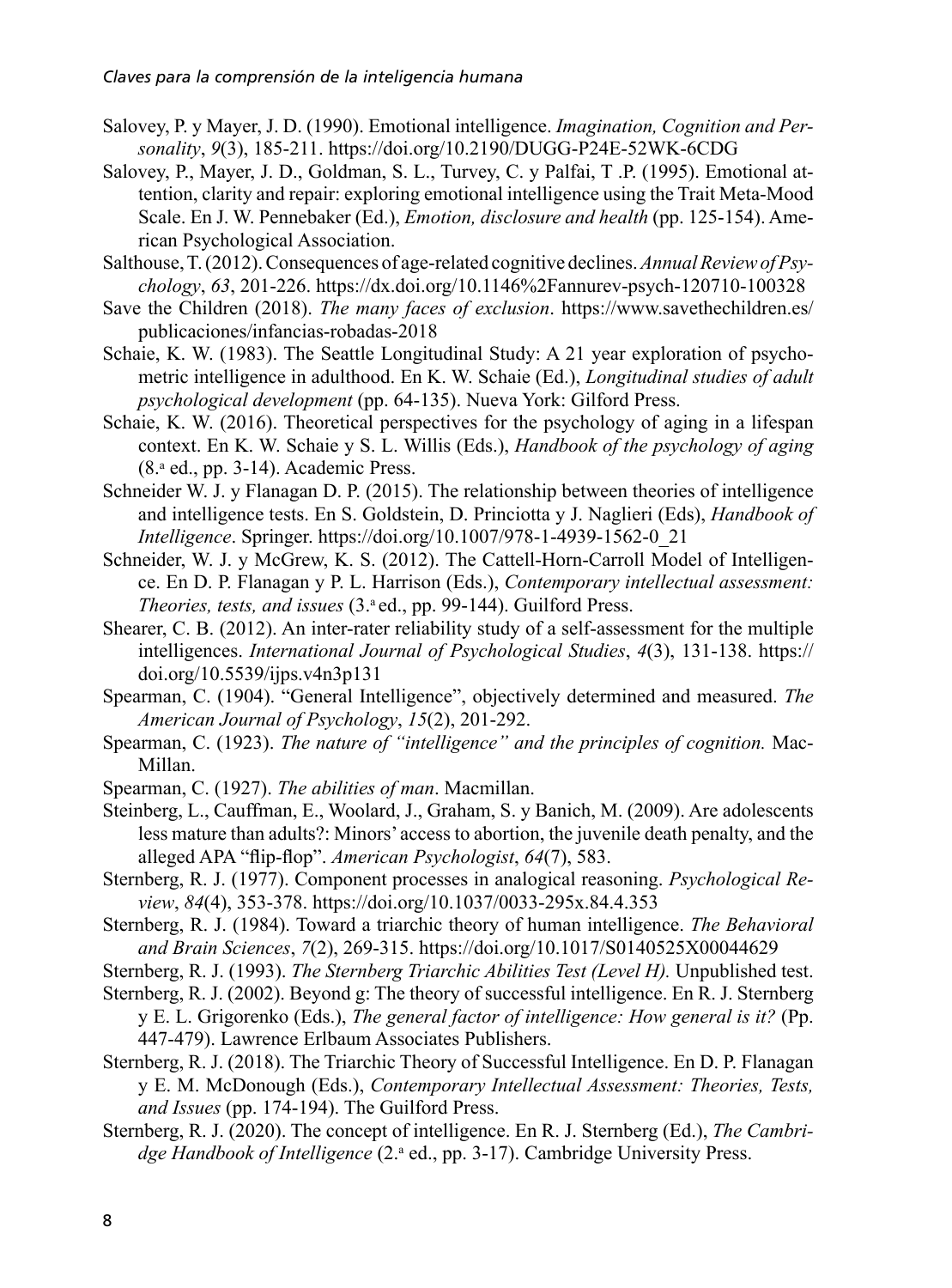Salovey, P. y Mayer, J. D. (1990). Emotional intelligence. *Imagination, Cognition and Personality*, *9*(3), 185-211. https://doi.org/10.2190/DUGG-P24E-52WK-6CDG

Salovey, P., Mayer, J. D., Goldman, S. L., Turvey, C. y Palfai, T .P. (1995). Emotional attention, clarity and repair: exploring emotional intelligence using the Trait Meta-Mood Scale. En J. W. Pennebaker (Ed.), *Emotion, disclosure and health* (pp. 125-154). American Psychological Association.

Salthouse, T. (2012). Consequences of age-related cognitive declines. *Annual Review of Psychology*, *63*, 201-226. https://dx.doi.org/10.1146%2Fannurev-psych-120710-100328

Save the Children (2018). *The many faces of exclusion*. https://www.savethechildren.es/publicaciones/infancias-robadas-2018

Schaie, K. W. (1983). The Seattle Longitudinal Study: A 21 year exploration of psychometric intelligence in adulthood. En K. W. Schaie (Ed.), *Longitudinal studies of adult psychological development* (pp. 64-135). Nueva York: Gilford Press.

Schaie, K. W. (2016). Theoretical perspectives for the psychology of aging in a lifespan context. En K. W. Schaie y S. L. Willis (Eds.), *Handbook of the psychology of aging* (8.ª ed., pp. 3-14). Academic Press.

Schneider W. J. y Flanagan D. P. (2015). The relationship between theories of intelligence and intelligence tests. En S. Goldstein, D. Princiotta y J. Naglieri (Eds), *Handbook of Intelligence*. Springer. https://doi.org/10.1007/978-1-4939-1562-0_21

Schneider, W. J. y McGrew, K. S. (2012). The Cattell-Horn-Carroll Model of Intelligence. En D. P. Flanagan y P. L. Harrison (Eds.), *Contemporary intellectual assessment: Theories, tests, and issues* (3.ª ed., pp. 99-144). Guilford Press.

Shearer, C. B. (2012). An inter-rater reliability study of a self-assessment for the multiple intelligences. *International Journal of Psychological Studies*, *4*(3), 131-138. https://doi.org/10.5539/ijps.v4n3p131

Spearman, C. (1904). "General Intelligence", objectively determined and measured. *The American Journal of Psychology*, *15*(2), 201-292.

Spearman, C. (1923). *The nature of "intelligence" and the principles of cognition.* MacMillan.

Spearman, C. (1927). *The abilities of man*. Macmillan.

Steinberg, L., Cauffman, E., Woolard, J., Graham, S. y Banich, M. (2009). Are adolescents less mature than adults?: Minors' access to abortion, the juvenile death penalty, and the alleged APA "flip-flop". *American Psychologist*, *64*(7), 583.

Sternberg, R. J. (1977). Component processes in analogical reasoning. *Psychological Review*, *84*(4), 353-378. https://doi.org/10.1037/0033-295x.84.4.353

Sternberg, R. J. (1984). Toward a triarchic theory of human intelligence. *The Behavioral and Brain Sciences*, *7*(2), 269-315. https://doi.org/10.1017/S0140525X00044629

Sternberg, R. J. (1993). *The Sternberg Triarchic Abilities Test (Level H).* Unpublished test.

Sternberg, R. J. (2002). Beyond g: The theory of successful intelligence. En R. J. Sternberg y E. L. Grigorenko (Eds.), *The general factor of intelligence: How general is it?* (Pp. 447-479). Lawrence Erlbaum Associates Publishers.

Sternberg, R. J. (2018). The Triarchic Theory of Successful Intelligence. En D. P. Flanagan y E. M. McDonough (Eds.), *Contemporary Intellectual Assessment: Theories, Tests, and Issues* (pp. 174-194). The Guilford Press.

Sternberg, R. J. (2020). The concept of intelligence. En R. J. Sternberg (Ed.), *The Cambridge Handbook of Intelligence* (2.ª ed., pp. 3-17). Cambridge University Press.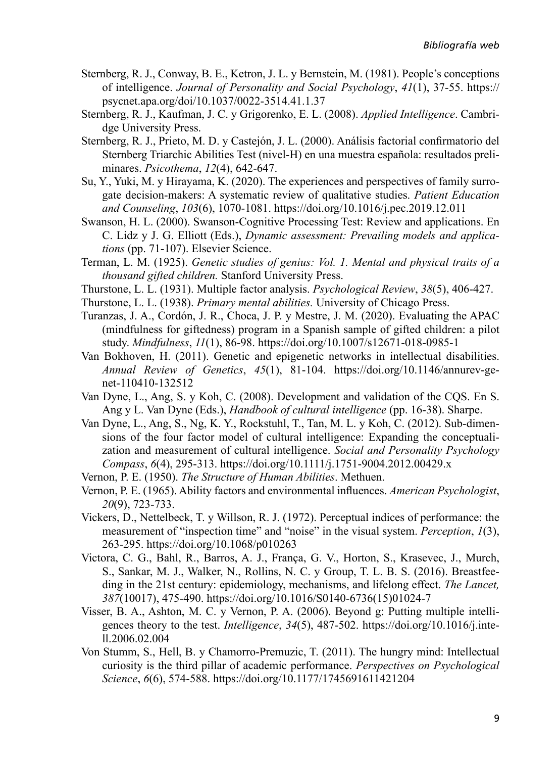Sternberg, R. J., Conway, B. E., Ketron, J. L. y Bernstein, M. (1981). People's conceptions of intelligence. *Journal of Personality and Social Psychology*, *41*(1), 37-55. https://psycnet.apa.org/doi/10.1037/0022-3514.41.1.37

Sternberg, R. J., Kaufman, J. C. y Grigorenko, E. L. (2008). *Applied Intelligence*. Cambridge University Press.

Sternberg, R. J., Prieto, M. D. y Castejón, J. L. (2000). Análisis factorial confirmatorio del Sternberg Triarchic Abilities Test (nivel-H) en una muestra española: resultados preliminares. *Psicothema*, *12*(4), 642-647.

Su, Y., Yuki, M. y Hirayama, K. (2020). The experiences and perspectives of family surrogate decision-makers: A systematic review of qualitative studies. *Patient Education and Counseling*, *103*(6), 1070-1081. https://doi.org/10.1016/j.pec.2019.12.011

Swanson, H. L. (2000). Swanson-Cognitive Processing Test: Review and applications. En C. Lidz y J. G. Elliott (Eds.), *Dynamic assessment: Prevailing models and applications* (pp. 71-107). Elsevier Science.

Terman, L. M. (1925). *Genetic studies of genius: Vol. 1. Mental and physical traits of a thousand gifted children.* Stanford University Press.

Thurstone, L. L. (1931). Multiple factor analysis. *Psychological Review*, *38*(5), 406-427.

Thurstone, L. L. (1938). *Primary mental abilities.* University of Chicago Press.

Turanzas, J. A., Cordón, J. R., Choca, J. P. y Mestre, J. M. (2020). Evaluating the APAC (mindfulness for giftedness) program in a Spanish sample of gifted children: a pilot study. *Mindfulness*, *11*(1), 86-98. https://doi.org/10.1007/s12671-018-0985-1

Van Bokhoven, H. (2011). Genetic and epigenetic networks in intellectual disabilities. *Annual Review of Genetics*, *45*(1), 81-104. https://doi.org/10.1146/annurev-genet-110410-132512

Van Dyne, L., Ang, S. y Koh, C. (2008). Development and validation of the CQS. En S. Ang y L. Van Dyne (Eds.), *Handbook of cultural intelligence* (pp. 16-38). Sharpe.

Van Dyne, L., Ang, S., Ng, K. Y., Rockstuhl, T., Tan, M. L. y Koh, C. (2012). Sub-dimensions of the four factor model of cultural intelligence: Expanding the conceptualization and measurement of cultural intelligence. *Social and Personality Psychology Compass*, *6*(4), 295-313. https://doi.org/10.1111/j.1751-9004.2012.00429.x

Vernon, P. E. (1950). *The Structure of Human Abilities*. Methuen.

Vernon, P. E. (1965). Ability factors and environmental influences. *American Psychologist*, *20*(9), 723-733.

Vickers, D., Nettelbeck, T. y Willson, R. J. (1972). Perceptual indices of performance: the measurement of "inspection time" and "noise" in the visual system. *Perception*, *1*(3), 263-295. https://doi.org/10.1068/p010263

Victora, C. G., Bahl, R., Barros, A. J., França, G. V., Horton, S., Krasevec, J., Murch, S., Sankar, M. J., Walker, N., Rollins, N. C. y Group, T. L. B. S. (2016). Breastfeeding in the 21st century: epidemiology, mechanisms, and lifelong effect. *The Lancet, 387*(10017), 475-490. https://doi.org/10.1016/S0140-6736(15)01024-7

Visser, B. A., Ashton, M. C. y Vernon, P. A. (2006). Beyond g: Putting multiple intelligences theory to the test. *Intelligence*, *34*(5), 487-502. https://doi.org/10.1016/j.intell.2006.02.004

Von Stumm, S., Hell, B. y Chamorro-Premuzic, T. (2011). The hungry mind: Intellectual curiosity is the third pillar of academic performance. *Perspectives on Psychological Science*, *6*(6), 574-588. https://doi.org/10.1177/1745691611421204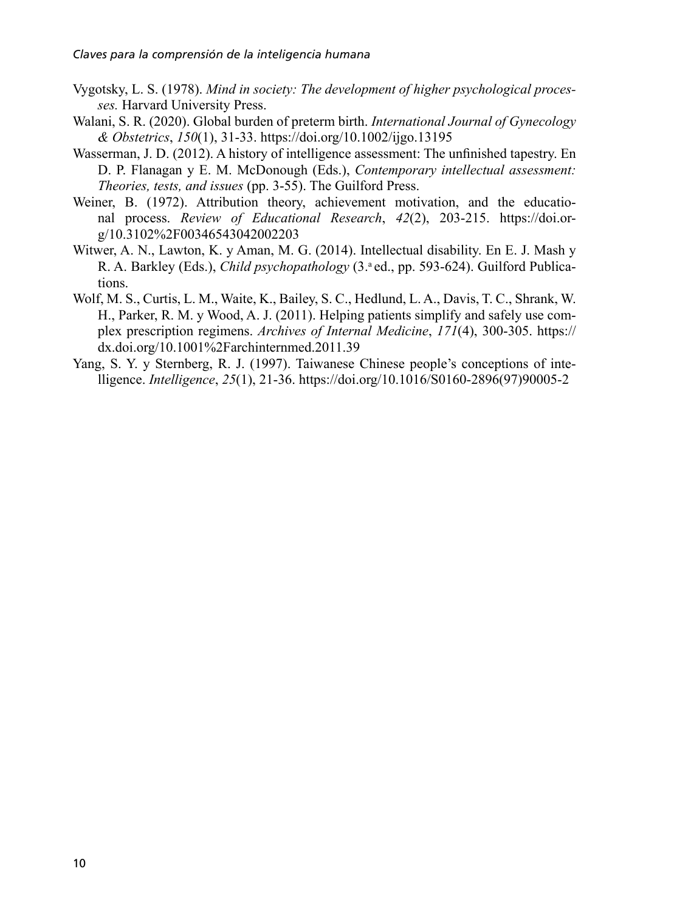Vygotsky, L. S. (1978). *Mind in society: The development of higher psychological processes.* Harvard University Press.

Walani, S. R. (2020). Global burden of preterm birth. *International Journal of Gynecology & Obstetrics*, *150*(1), 31-33. https://doi.org/10.1002/ijgo.13195

Wasserman, J. D. (2012). A history of intelligence assessment: The unfinished tapestry. En D. P. Flanagan y E. M. McDonough (Eds.), *Contemporary intellectual assessment: Theories, tests, and issues* (pp. 3-55). The Guilford Press.

Weiner, B. (1972). Attribution theory, achievement motivation, and the educational process. *Review of Educational Research*, *42*(2), 203-215. https://doi.org/10.3102%2F00346543042002203

Witwer, A. N., Lawton, K. y Aman, M. G. (2014). Intellectual disability. En E. J. Mash y R. A. Barkley (Eds.), *Child psychopathology* (3.ª ed., pp. 593-624). Guilford Publications.

Wolf, M. S., Curtis, L. M., Waite, K., Bailey, S. C., Hedlund, L. A., Davis, T. C., Shrank, W. H., Parker, R. M. y Wood, A. J. (2011). Helping patients simplify and safely use complex prescription regimens. *Archives of Internal Medicine*, *171*(4), 300-305. https://dx.doi.org/10.1001%2Farchinternmed.2011.39

Yang, S. Y. y Sternberg, R. J. (1997). Taiwanese Chinese people's conceptions of intelligence. *Intelligence*, *25*(1), 21-36. https://doi.org/10.1016/S0160-2896(97)90005-2